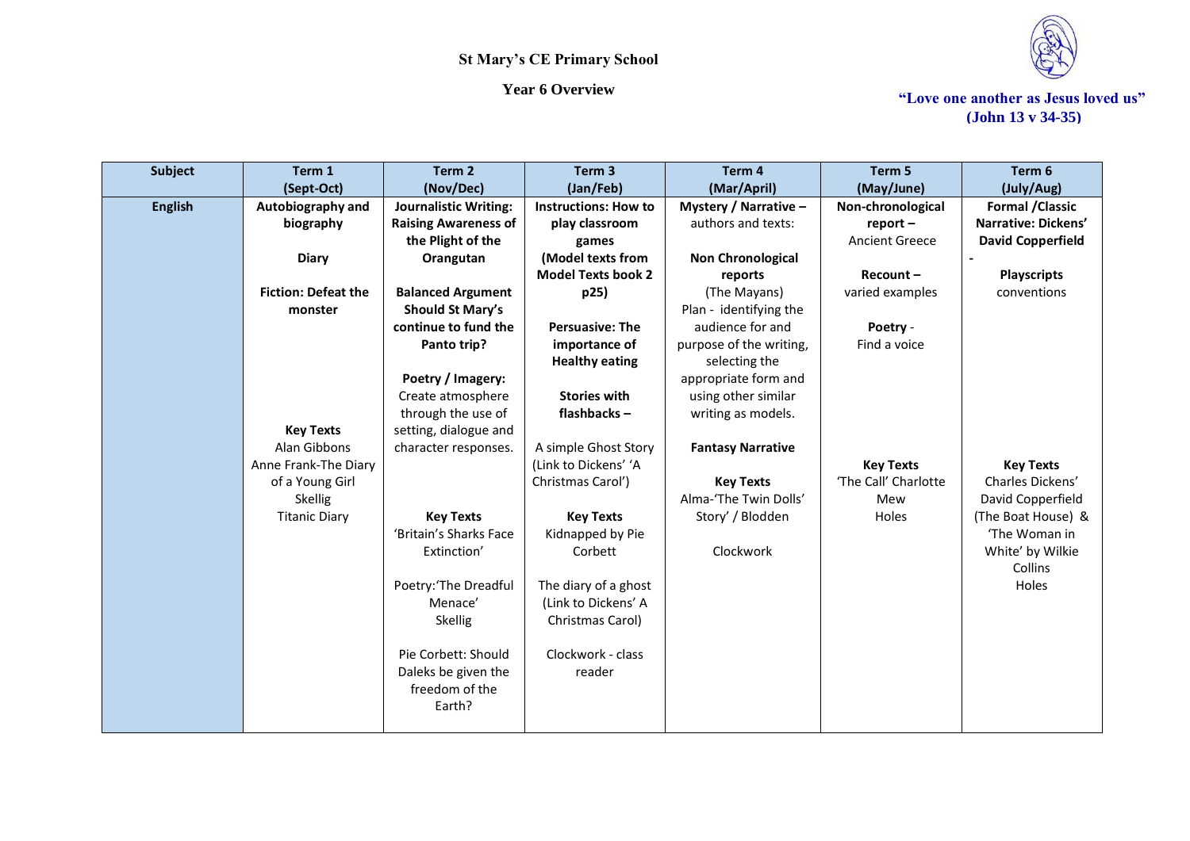# St Mary's CE Primary School

## Year 6 Overview

**"Love one another as Jesus loved us" (John 13 v 34-35)**

| Subject | Term 1 (Sept-Oct) | Term 2 (Nov/Dec) | Term 3 (Jan/Feb) | Term 4 (Mar/April) | Term 5 (May/June) | Term 6 (July/Aug) |
|---|---|---|---|---|---|---|
| **English** | **Autobiography and biography**<br><br>**Diary**<br><br>**Fiction: Defeat the monster**<br><br>**Key Texts**<br>Alan Gibbons<br>Anne Frank-The Diary of a Young Girl<br>Skellig<br>Titanic Diary | **Journalistic Writing: Raising Awareness of the Plight of the Orangutan**<br><br>**Balanced Argument Should St Mary's continue to fund the Panto trip?**<br><br>**Poetry / Imagery:** Create atmosphere through the use of setting, dialogue and character responses.<br><br>**Key Texts**<br>'Britain's Sharks Face Extinction'<br><br>Poetry:'The Dreadful Menace'<br>Skellig<br><br>Pie Corbett: Should Daleks be given the freedom of the Earth? | **Instructions: How to play classroom games (Model texts from Model Texts book 2 p25)**<br><br>**Persuasive: The importance of Healthy eating**<br><br>**Stories with flashbacks –**<br><br>A simple Ghost Story (Link to Dickens' 'A Christmas Carol')<br><br>**Key Texts**<br>Kidnapped by Pie Corbett<br><br>The diary of a ghost (Link to Dickens' A Christmas Carol)<br><br>Clockwork - class reader | **Mystery / Narrative –** authors and texts:<br><br>**Non Chronological reports** (The Mayans)<br>Plan - identifying the audience for and purpose of the writing, selecting the appropriate form and using other similar writing as models.<br><br>**Fantasy Narrative**<br><br>**Key Texts**<br>Alma-'The Twin Dolls' Story' / Blodden<br><br>Clockwork | **Non-chronological report –** Ancient Greece<br><br>**Recount –** varied examples<br><br>**Poetry** - Find a voice<br><br>**Key Texts**<br>'The Call' Charlotte Mew<br>Holes | **Formal /Classic Narrative: Dickens' David Copperfield**<br>-<br>**Playscripts** conventions<br><br>**Key Texts**<br>Charles Dickens' David Copperfield (The Boat House) & 'The Woman in White' by Wilkie Collins<br>Holes |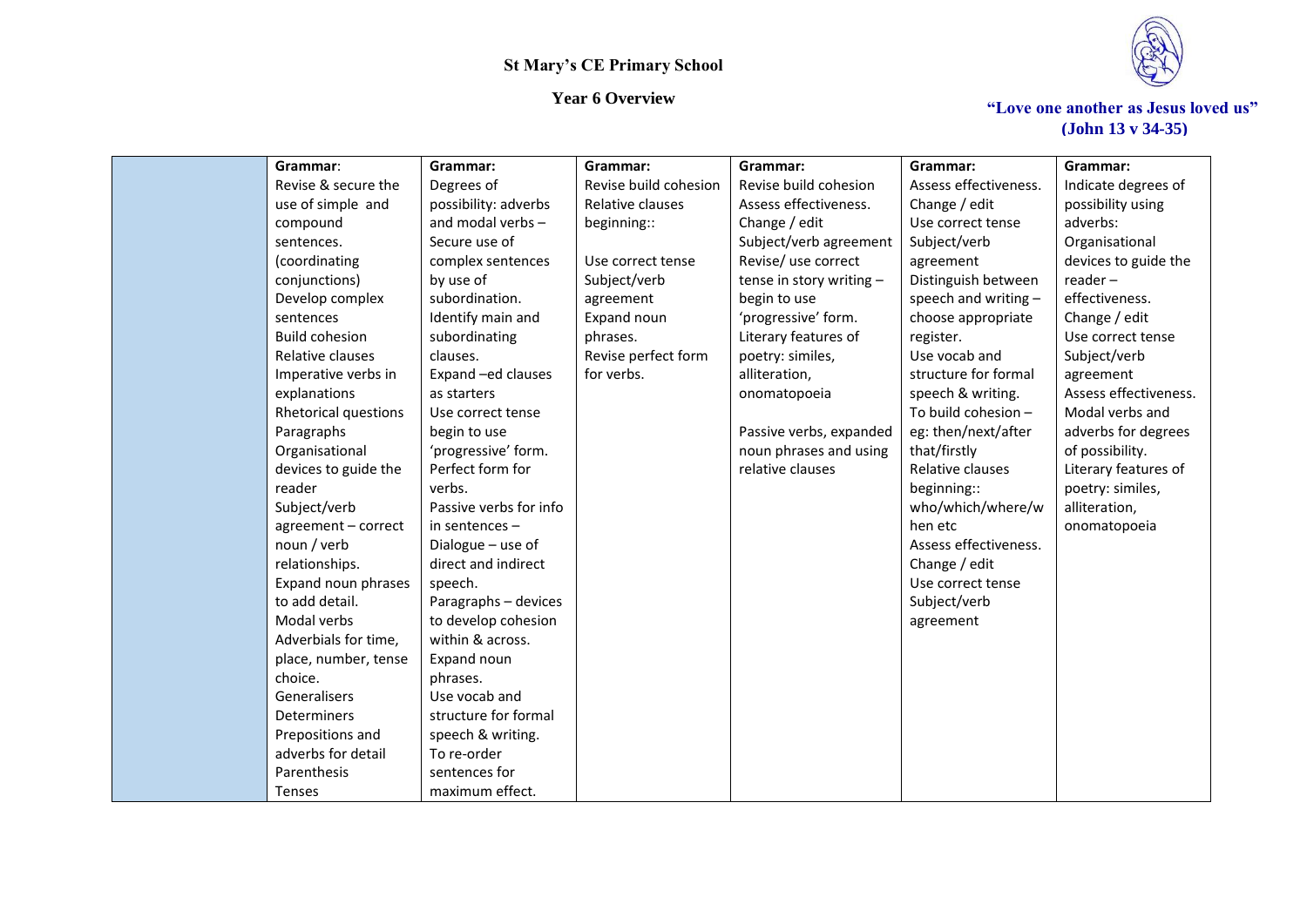**St Mary's CE Primary School**

**Year 6 Overview**

**"Love one another as Jesus loved us" (John 13 v 34-35)**

| | | | | | | |
|---|---|---|---|---|---|---|
| | **Grammar**:<br>Revise & secure the use of simple and compound sentences. (coordinating conjunctions)<br>Develop complex sentences<br>Build cohesion<br>Relative clauses<br>Imperative verbs in explanations<br>Rhetorical questions<br>Paragraphs<br>Organisational devices to guide the reader<br>Subject/verb agreement – correct noun / verb relationships.<br>Expand noun phrases to add detail.<br>Modal verbs<br>Adverbials for time, place, number, tense choice.<br>Generalisers<br>Determiners<br>Prepositions and adverbs for detail<br>Parenthesis<br>Tenses | **Grammar:**<br>Degrees of possibility: adverbs and modal verbs – Secure use of complex sentences by use of subordination.<br>Identify main and subordinating clauses.<br>Expand –ed clauses as starters<br>Use correct tense begin to use 'progressive' form.<br>Perfect form for verbs.<br>Passive verbs for info in sentences –<br>Dialogue – use of direct and indirect speech.<br>Paragraphs – devices to develop cohesion within & across.<br>Expand noun phrases.<br>Use vocab and structure for formal speech & writing.<br>To re-order sentences for maximum effect. | **Grammar:**<br>Revise build cohesion<br>Relative clauses beginning::<br><br>Use correct tense<br>Subject/verb agreement<br>Expand noun phrases.<br>Revise perfect form for verbs. | **Grammar:**<br>Revise build cohesion<br>Assess effectiveness.<br>Change / edit<br>Subject/verb agreement<br>Revise/ use correct tense in story writing – begin to use 'progressive' form.<br>Literary features of poetry: similes, alliteration, onomatopoeia<br><br>Passive verbs, expanded noun phrases and using relative clauses | **Grammar:**<br>Assess effectiveness.<br>Change / edit<br>Use correct tense<br>Subject/verb agreement<br>Distinguish between speech and writing – choose appropriate register.<br>Use vocab and structure for formal speech & writing.<br>To build cohesion – eg: then/next/after that/firstly<br>Relative clauses beginning:: who/which/where/when etc<br>Assess effectiveness.<br>Change / edit<br>Use correct tense<br>Subject/verb agreement | **Grammar:**<br>Indicate degrees of possibility using adverbs:<br>Organisational devices to guide the reader – effectiveness.<br>Change / edit<br>Use correct tense<br>Subject/verb agreement<br>Assess effectiveness.<br>Modal verbs and adverbs for degrees of possibility.<br>Literary features of poetry: similes, alliteration, onomatopoeia |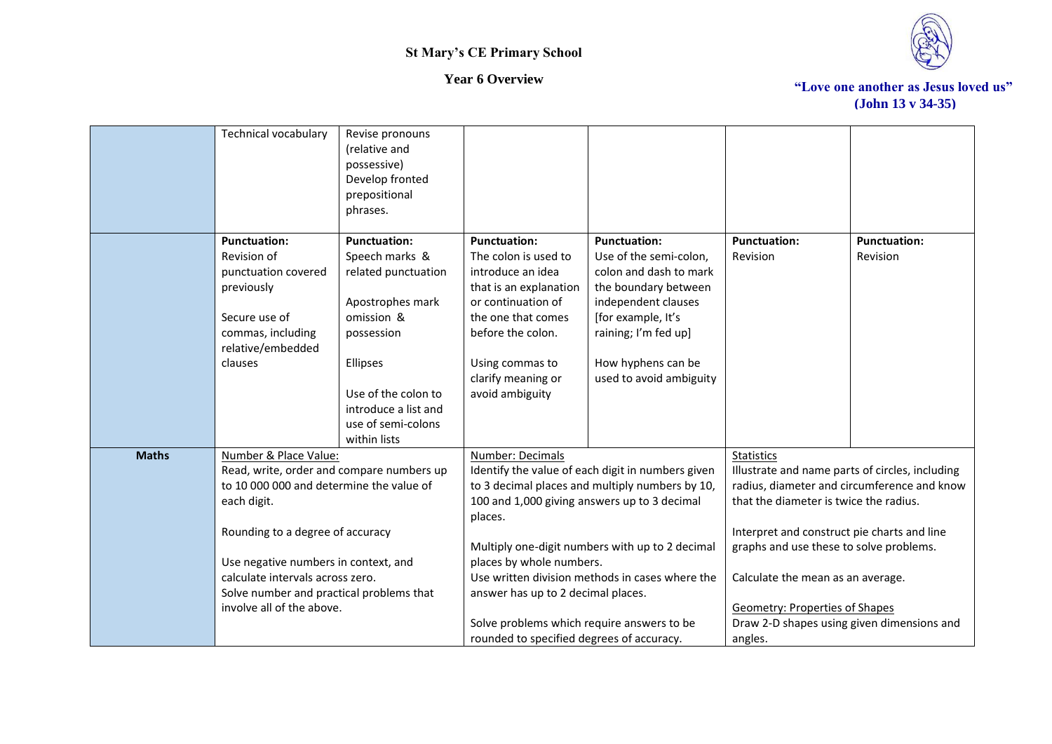# St Mary's CE Primary School

## Year 6 Overview

**"Love one another as Jesus loved us" (John 13 v 34-35)**

| | | | | | | |
|---|---|---|---|---|---|---|
| | Technical vocabulary | Revise pronouns (relative and possessive)<br>Develop fronted prepositional phrases. | | | | |
| | **Punctuation:**<br>Revision of punctuation covered previously<br><br>Secure use of commas, including relative/embedded clauses | **Punctuation:**<br>Speech marks & related punctuation<br><br>Apostrophes mark omission & possession<br><br>Ellipses<br><br>Use of the colon to introduce a list and use of semi-colons within lists | **Punctuation:**<br>The colon is used to introduce an idea that is an explanation or continuation of the one that comes before the colon.<br><br>Using commas to clarify meaning or avoid ambiguity | **Punctuation:**<br>Use of the semi-colon, colon and dash to mark the boundary between independent clauses [for example, It's raining; I'm fed up]<br><br>How hyphens can be used to avoid ambiguity | **Punctuation:**<br>Revision | **Punctuation:**<br>Revision |
| **Maths** | Number & Place Value:<br>Read, write, order and compare numbers up to 10 000 000 and determine the value of each digit.<br><br>Rounding to a degree of accuracy<br><br>Use negative numbers in context, and calculate intervals across zero.<br>Solve number and practical problems that involve all of the above. | | Number: Decimals<br>Identify the value of each digit in numbers given to 3 decimal places and multiply numbers by 10, 100 and 1,000 giving answers up to 3 decimal places.<br><br>Multiply one-digit numbers with up to 2 decimal places by whole numbers.<br>Use written division methods in cases where the answer has up to 2 decimal places.<br><br>Solve problems which require answers to be rounded to specified degrees of accuracy. | | Statistics<br>Illustrate and name parts of circles, including radius, diameter and circumference and know that the diameter is twice the radius.<br><br>Interpret and construct pie charts and line graphs and use these to solve problems.<br><br>Calculate the mean as an average.<br><br>Geometry: Properties of Shapes<br>Draw 2-D shapes using given dimensions and angles. | |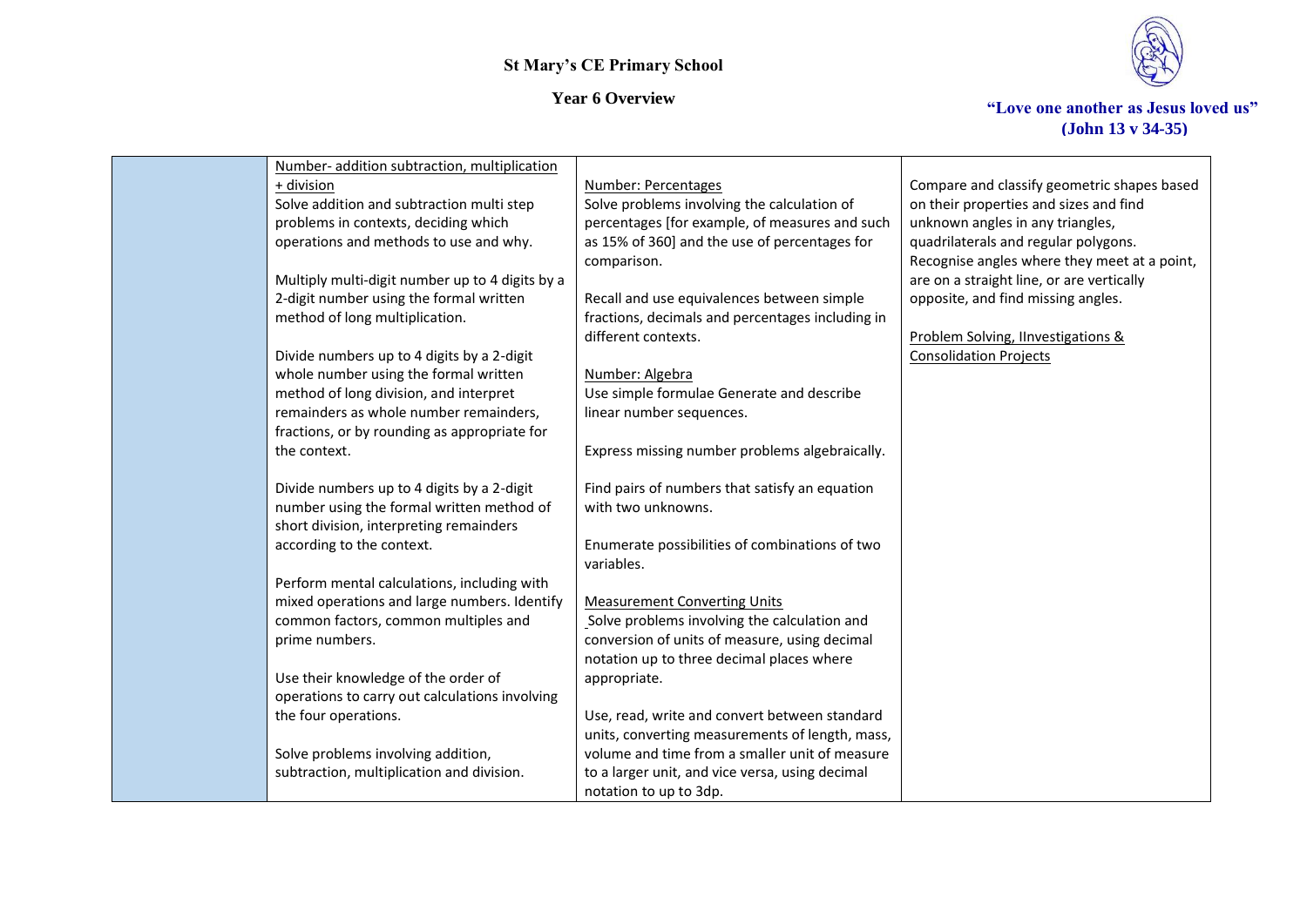# St Mary's CE Primary School

## Year 6 Overview

**"Love one another as Jesus loved us" (John 13 v 34-35)**

| | | | |
|---|---|---|---|
| | Number- addition subtraction, multiplication + division<br>Solve addition and subtraction multi step problems in contexts, deciding which operations and methods to use and why.<br><br>Multiply multi-digit number up to 4 digits by a 2-digit number using the formal written method of long multiplication.<br><br>Divide numbers up to 4 digits by a 2-digit whole number using the formal written method of long division, and interpret remainders as whole number remainders, fractions, or by rounding as appropriate for the context.<br><br>Divide numbers up to 4 digits by a 2-digit number using the formal written method of short division, interpreting remainders according to the context.<br><br>Perform mental calculations, including with mixed operations and large numbers. Identify common factors, common multiples and prime numbers.<br><br>Use their knowledge of the order of operations to carry out calculations involving the four operations.<br><br>Solve problems involving addition, subtraction, multiplication and division. | Number: Percentages<br>Solve problems involving the calculation of percentages [for example, of measures and such as 15% of 360] and the use of percentages for comparison.<br><br>Recall and use equivalences between simple fractions, decimals and percentages including in different contexts.<br><br>Number: Algebra<br>Use simple formulae Generate and describe linear number sequences.<br><br>Express missing number problems algebraically.<br><br>Find pairs of numbers that satisfy an equation with two unknowns.<br><br>Enumerate possibilities of combinations of two variables.<br><br>Measurement Converting Units<br>Solve problems involving the calculation and conversion of units of measure, using decimal notation up to three decimal places where appropriate.<br><br>Use, read, write and convert between standard units, converting measurements of length, mass, volume and time from a smaller unit of measure to a larger unit, and vice versa, using decimal notation to up to 3dp. | Compare and classify geometric shapes based on their properties and sizes and find unknown angles in any triangles, quadrilaterals and regular polygons.<br>Recognise angles where they meet at a point, are on a straight line, or are vertically opposite, and find missing angles.<br><br>Problem Solving, IInvestigations & Consolidation Projects |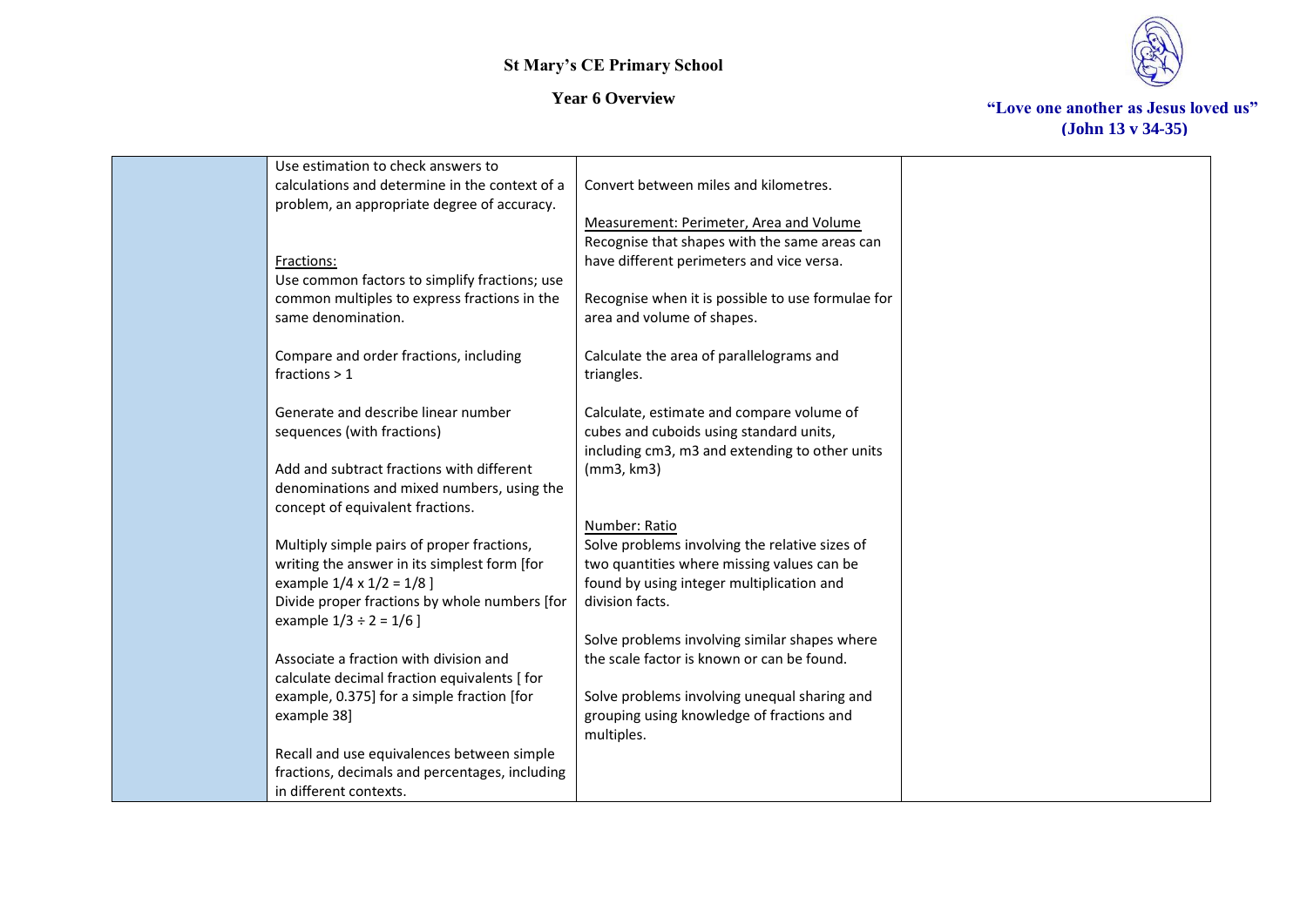St Mary's CE Primary School

Year 6 Overview

"Love one another as Jesus loved us"
(John 13 v 34-35)

| | | | |
|---|---|---|---|
| | Use estimation to check answers to calculations and determine in the context of a problem, an appropriate degree of accuracy.<br><br><u>Fractions:</u><br>Use common factors to simplify fractions; use common multiples to express fractions in the same denomination.<br><br>Compare and order fractions, including fractions > 1<br><br>Generate and describe linear number sequences (with fractions)<br><br>Add and subtract fractions with different denominations and mixed numbers, using the concept of equivalent fractions.<br><br>Multiply simple pairs of proper fractions, writing the answer in its simplest form [for example 1/4 x 1/2 = 1/8 ]<br>Divide proper fractions by whole numbers [for example 1/3 ÷ 2 = 1/6 ]<br><br>Associate a fraction with division and calculate decimal fraction equivalents [ for example, 0.375] for a simple fraction [for example 38]<br><br>Recall and use equivalences between simple fractions, decimals and percentages, including in different contexts. | Convert between miles and kilometres.<br><br><u>Measurement: Perimeter, Area and Volume</u><br>Recognise that shapes with the same areas can have different perimeters and vice versa.<br><br>Recognise when it is possible to use formulae for area and volume of shapes.<br><br>Calculate the area of parallelograms and triangles.<br><br>Calculate, estimate and compare volume of cubes and cuboids using standard units, including cm3, m3 and extending to other units (mm3, km3)<br><br><u>Number: Ratio</u><br>Solve problems involving the relative sizes of two quantities where missing values can be found by using integer multiplication and division facts.<br><br>Solve problems involving similar shapes where the scale factor is known or can be found.<br><br>Solve problems involving unequal sharing and grouping using knowledge of fractions and multiples. | |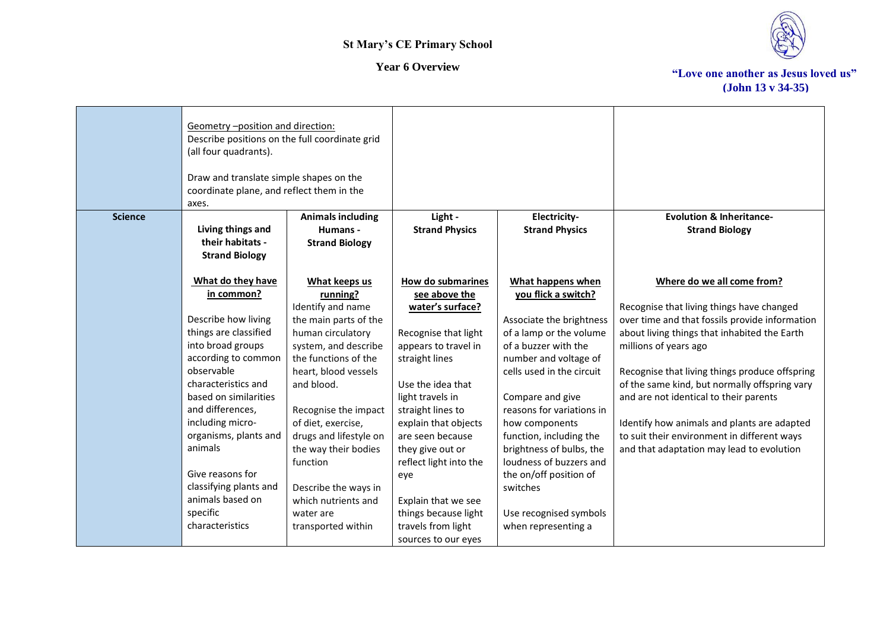# St Mary's CE Primary School

## Year 6 Overview

**"Love one another as Jesus loved us" (John 13 v 34-35)**

| | | | | | |
|---|---|---|---|---|---|
| | Geometry –position and direction:<br>Describe positions on the full coordinate grid (all four quadrants).<br><br>Draw and translate simple shapes on the coordinate plane, and reflect them in the axes. | | | | |
| **Science** | **Living things and their habitats - Strand Biology**<br><br>**What do they have in common?**<br><br>Describe how living things are classified into broad groups according to common observable characteristics and based on similarities and differences, including micro-organisms, plants and animals<br><br>Give reasons for classifying plants and animals based on specific characteristics | **Animals including Humans - Strand Biology**<br><br>**What keeps us running?**<br>Identify and name the main parts of the human circulatory system, and describe the functions of the heart, blood vessels and blood.<br><br>Recognise the impact of diet, exercise, drugs and lifestyle on the way their bodies function<br><br>Describe the ways in which nutrients and water are transported within | **Light - Strand Physics**<br><br>**How do submarines see above the water's surface?**<br><br>Recognise that light appears to travel in straight lines<br><br>Use the idea that light travels in straight lines to explain that objects are seen because they give out or reflect light into the eye<br><br>Explain that we see things because light travels from light sources to our eyes | **Electricity- Strand Physics**<br><br>**What happens when you flick a switch?**<br><br>Associate the brightness of a lamp or the volume of a buzzer with the number and voltage of cells used in the circuit<br><br>Compare and give reasons for variations in how components function, including the brightness of bulbs, the loudness of buzzers and the on/off position of switches<br><br>Use recognised symbols when representing a | **Evolution & Inheritance- Strand Biology**<br><br>**Where do we all come from?**<br><br>Recognise that living things have changed over time and that fossils provide information about living things that inhabited the Earth millions of years ago<br><br>Recognise that living things produce offspring of the same kind, but normally offspring vary and are not identical to their parents<br><br>Identify how animals and plants are adapted to suit their environment in different ways and that adaptation may lead to evolution |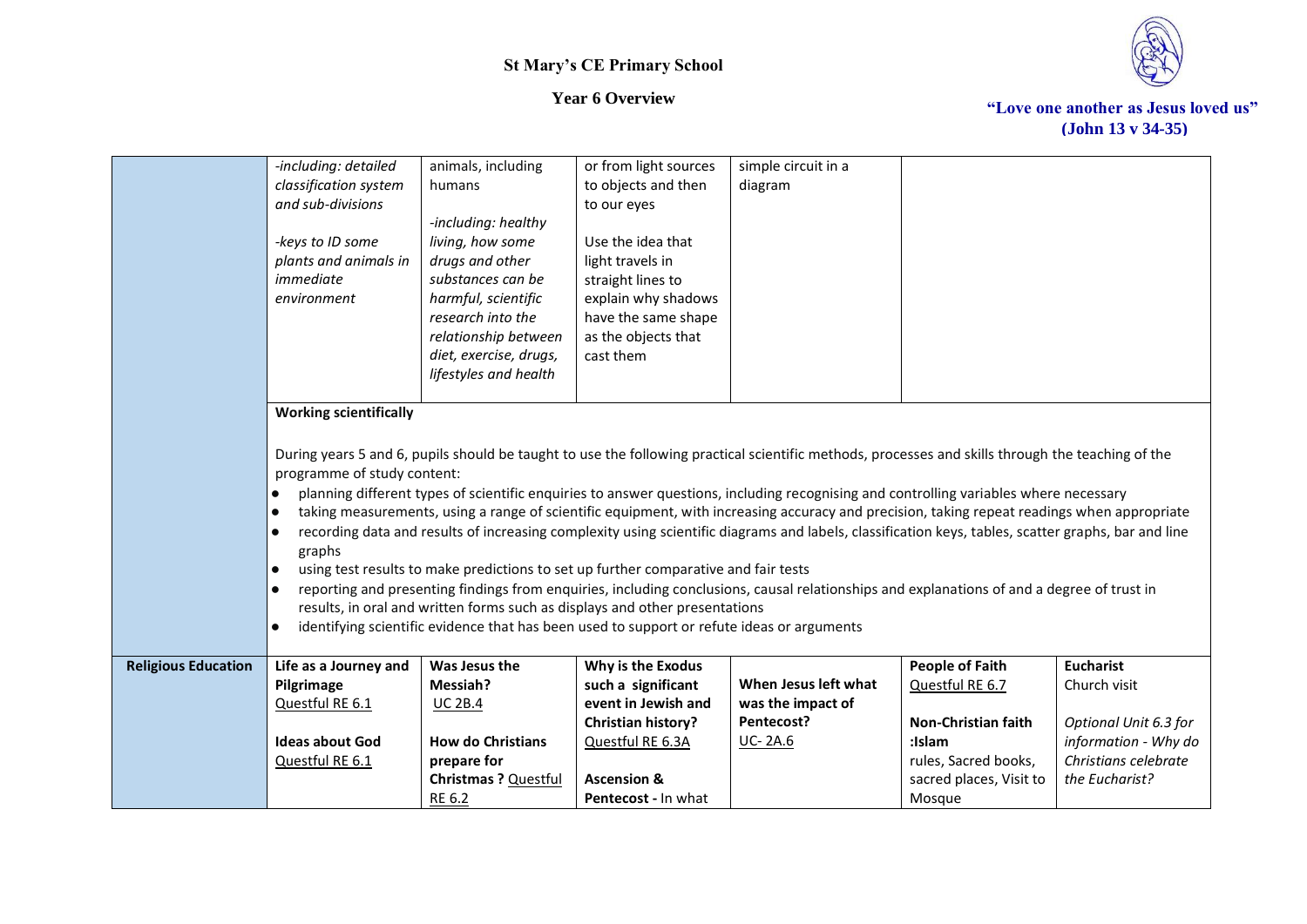# St Mary's CE Primary School

## Year 6 Overview

**"Love one another as Jesus loved us" (John 13 v 34-35)**

| | | | | | | |
|---|---|---|---|---|---|---|
| | *-including: detailed classification system and sub-divisions*<br><br>*-keys to ID some plants and animals in immediate environment* | animals, including humans<br><br>*-including: healthy living, how some drugs and other substances can be harmful, scientific research into the relationship between diet, exercise, drugs, lifestyles and health* | or from light sources to objects and then to our eyes<br><br>Use the idea that light travels in straight lines to explain why shadows have the same shape as the objects that cast them | simple circuit in a diagram | | |
| | **Working scientifically**<br><br>During years 5 and 6, pupils should be taught to use the following practical scientific methods, processes and skills through the teaching of the programme of study content:<br>● planning different types of scientific enquiries to answer questions, including recognising and controlling variables where necessary<br>● taking measurements, using a range of scientific equipment, with increasing accuracy and precision, taking repeat readings when appropriate<br>● recording data and results of increasing complexity using scientific diagrams and labels, classification keys, tables, scatter graphs, bar and line graphs<br>● using test results to make predictions to set up further comparative and fair tests<br>● reporting and presenting findings from enquiries, including conclusions, causal relationships and explanations of and a degree of trust in results, in oral and written forms such as displays and other presentations<br>● identifying scientific evidence that has been used to support or refute ideas or arguments | | | | | |
| **Religious Education** | **Life as a Journey and Pilgrimage**<br>Questful RE 6.1<br><br>**Ideas about God**<br>Questful RE 6.1 | **Was Jesus the Messiah?**<br>UC 2B.4<br><br>**How do Christians prepare for Christmas ?** Questful RE 6.2 | **Why is the Exodus such a significant event in Jewish and Christian history?**<br>Questful RE 6.3A<br><br>**Ascension & Pentecost** - In what | **When Jesus left what was the impact of Pentecost?**<br>UC- 2A.6 | **People of Faith**<br>Questful RE 6.7<br><br>**Non-Christian faith :Islam**<br>rules, Sacred books, sacred places, Visit to Mosque | **Eucharist**<br>Church visit<br><br>*Optional Unit 6.3 for information - Why do Christians celebrate the Eucharist?* |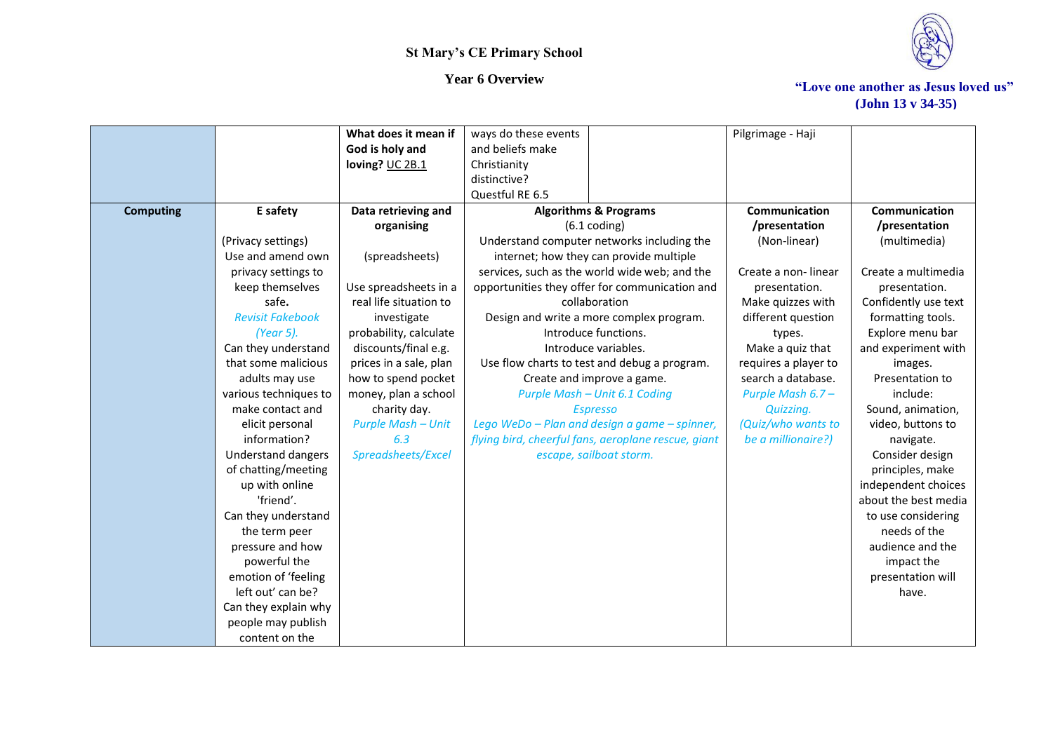St Mary's CE Primary School

Year 6 Overview

"Love one another as Jesus loved us" (John 13 v 34-35)

| | | | | | | |
|---|---|---|---|---|---|---|
| | | **What does it mean if God is holy and loving?** UC 2B.1 | ways do these events and beliefs make Christianity distinctive? Questful RE 6.5 | | Pilgrimage - Haji | |
| **Computing** | **E safety**<br><br>(Privacy settings)<br>Use and amend own privacy settings to keep themselves safe.<br>*Revisit Fakebook (Year 5).*<br>Can they understand that some malicious adults may use various techniques to make contact and elicit personal information?<br>Understand dangers of chatting/meeting up with online 'friend'.<br>Can they understand the term peer pressure and how powerful the emotion of 'feeling left out' can be?<br>Can they explain why people may publish content on the | **Data retrieving and organising**<br><br>(spreadsheets)<br><br>Use spreadsheets in a real life situation to investigate probability, calculate discounts/final e.g. prices in a sale, plan how to spend pocket money, plan a school charity day.<br>*Purple Mash – Unit 6.3 Spreadsheets/Excel* | **Algorithms & Programs**<br>(6.1 coding)<br>Understand computer networks including the internet; how they can provide multiple services, such as the world wide web; and the opportunities they offer for communication and collaboration<br>Design and write a more complex program.<br>Introduce functions.<br>Introduce variables.<br>Use flow charts to test and debug a program.<br>Create and improve a game.<br>*Purple Mash – Unit 6.1 Coding*<br>*Espresso*<br>*Lego WeDo – Plan and design a game – spinner, flying bird, cheerful fans, aeroplane rescue, giant escape, sailboat storm.* | | **Communication /presentation**<br>(Non-linear)<br><br>Create a non- linear presentation.<br>Make quizzes with different question types.<br>Make a quiz that requires a player to search a database.<br>*Purple Mash 6.7 – Quizzing.*<br>*(Quiz/who wants to be a millionaire?)* | **Communication /presentation**<br>(multimedia)<br><br>Create a multimedia presentation.<br>Confidently use text formatting tools.<br>Explore menu bar and experiment with images.<br>Presentation to include:<br>Sound, animation, video, buttons to navigate.<br>Consider design principles, make independent choices about the best media to use considering needs of the audience and the impact the presentation will have. |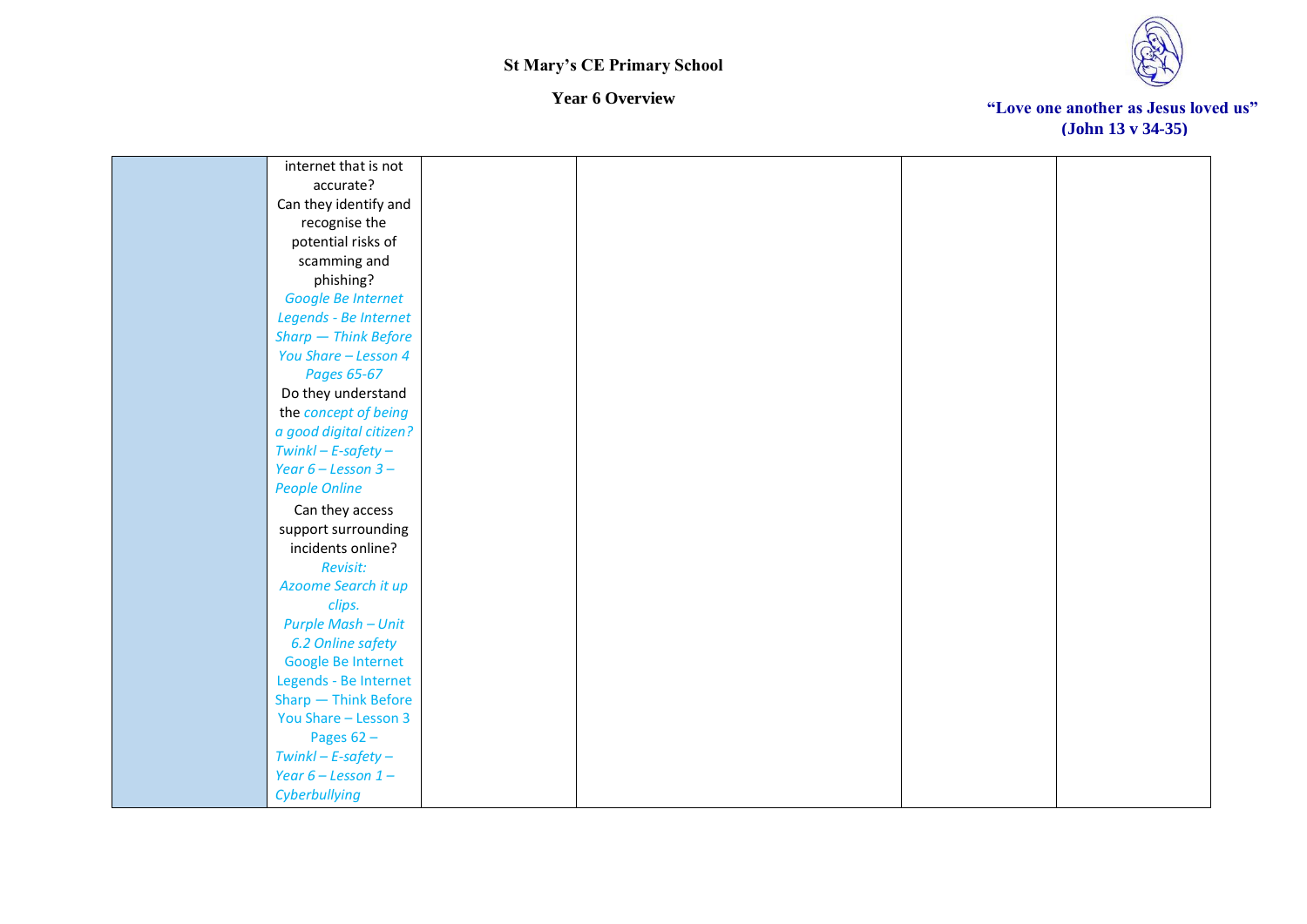# St Mary's CE Primary School

## Year 6 Overview

"Love one another as Jesus loved us" (John 13 v 34-35)

| | | | | | |
|---|---|---|---|---|---|
| | internet that is not accurate?<br>Can they identify and recognise the potential risks of scamming and phishing?<br>*Google Be Internet Legends - Be Internet Sharp — Think Before You Share – Lesson 4 Pages 65-67*<br>Do they understand the *concept of being a good digital citizen?*<br>*Twinkl – E-safety – Year 6 – Lesson 3 – People Online*<br>Can they access support surrounding incidents online?<br>*Revisit:*<br>*Azoome Search it up clips.*<br>*Purple Mash – Unit 6.2 Online safety*<br>Google Be Internet Legends - Be Internet Sharp — Think Before You Share – Lesson 3 Pages 62 –<br>*Twinkl – E-safety – Year 6 – Lesson 1 – Cyberbullying* | | | | |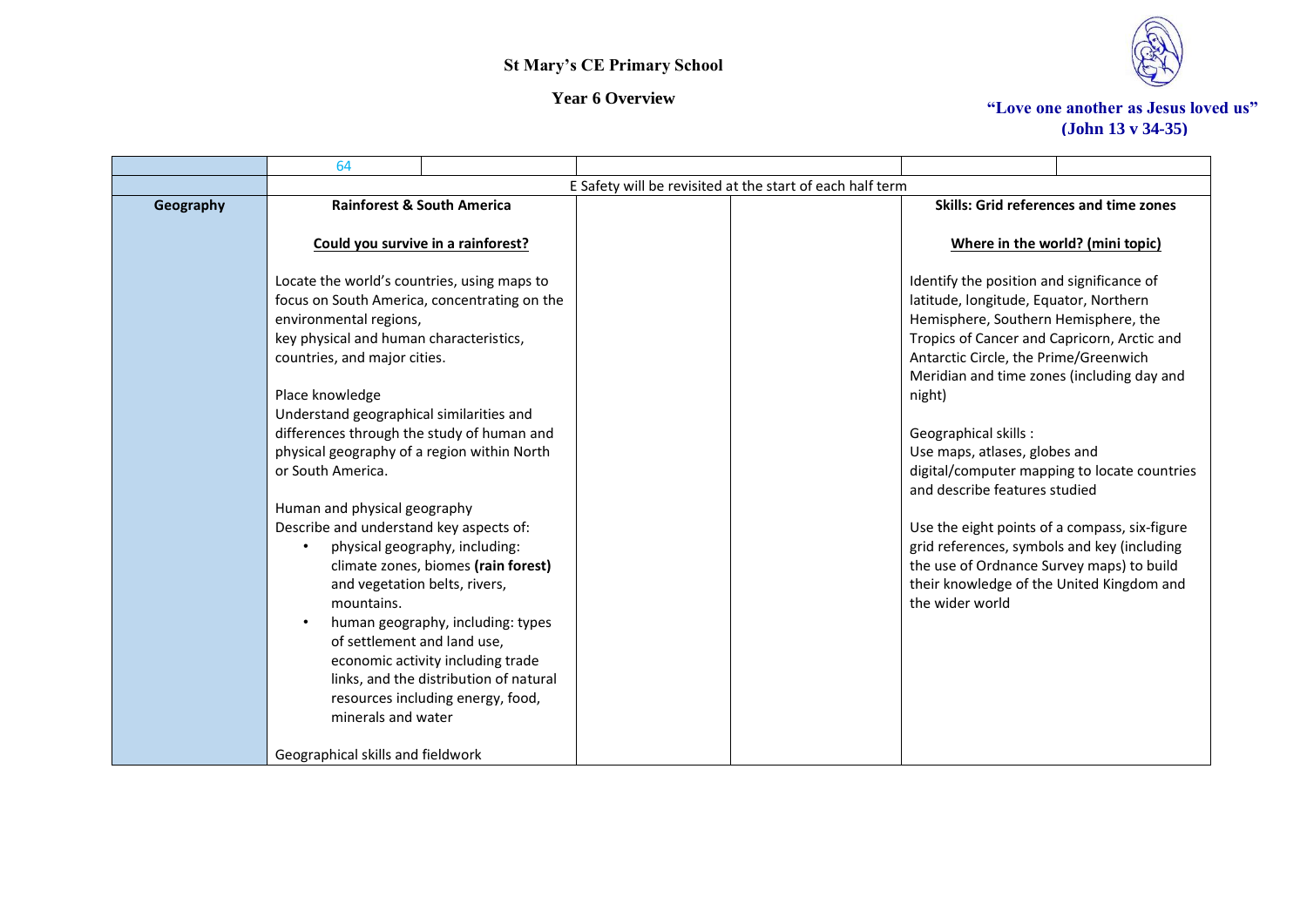St Mary's CE Primary School

Year 6 Overview

"Love one another as Jesus loved us"
(John 13 v 34-35)

| | 64 | | | | | |
|---|---|---|---|---|---|---|
| | E Safety will be revisited at the start of each half term | | | | | |
| **Geography** | **Rainforest & South America**<br><br>**Could you survive in a rainforest?**<br><br>Locate the world's countries, using maps to focus on South America, concentrating on the environmental regions, key physical and human characteristics, countries, and major cities.<br><br>Place knowledge<br>Understand geographical similarities and differences through the study of human and physical geography of a region within North or South America.<br><br>Human and physical geography<br>Describe and understand key aspects of:<br>• physical geography, including: climate zones, biomes **(rain forest)** and vegetation belts, rivers, mountains.<br>• human geography, including: types of settlement and land use, economic activity including trade links, and the distribution of natural resources including energy, food, minerals and water<br><br>Geographical skills and fieldwork | | | | **Skills: Grid references and time zones**<br><br>**Where in the world? (mini topic)**<br><br>Identify the position and significance of latitude, longitude, Equator, Northern Hemisphere, Southern Hemisphere, the Tropics of Cancer and Capricorn, Arctic and Antarctic Circle, the Prime/Greenwich Meridian and time zones (including day and night)<br><br>Geographical skills :<br>Use maps, atlases, globes and digital/computer mapping to locate countries and describe features studied<br><br>Use the eight points of a compass, six-figure grid references, symbols and key (including the use of Ordnance Survey maps) to build their knowledge of the United Kingdom and the wider world | |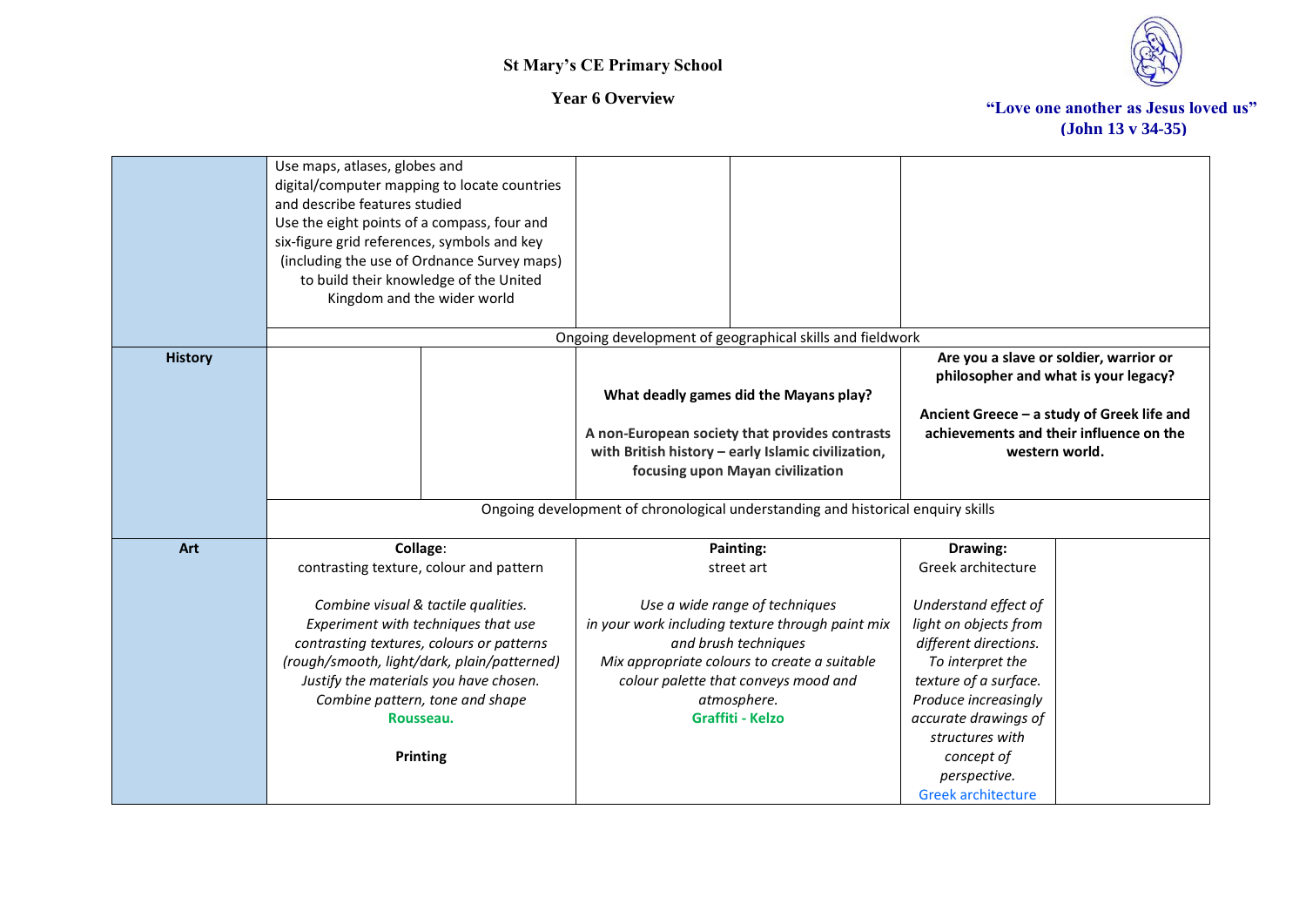**St Mary's CE Primary School**

**Year 6 Overview**

**"Love one another as Jesus loved us" (John 13 v 34-35)**

| | | | | | | |
|---|---|---|---|---|---|---|
| | Use maps, atlases, globes and digital/computer mapping to locate countries and describe features studied<br>Use the eight points of a compass, four and six-figure grid references, symbols and key (including the use of Ordnance Survey maps) to build their knowledge of the United Kingdom and the wider world | | | | | |
| | Ongoing development of geographical skills and fieldwork | | | | | |
| **History** | | | **What deadly games did the Mayans play?**<br><br>**A non-European society that provides contrasts with British history – early Islamic civilization, focusing upon Mayan civilization** | | **Are you a slave or soldier, warrior or philosopher and what is your legacy?**<br><br>**Ancient Greece – a study of Greek life and achievements and their influence on the western world.** | |
| | Ongoing development of chronological understanding and historical enquiry skills | | | | | |
| **Art** | **Collage**:<br>contrasting texture, colour and pattern<br><br>*Combine visual & tactile qualities. Experiment with techniques that use contrasting textures, colours or patterns (rough/smooth, light/dark, plain/patterned) Justify the materials you have chosen. Combine pattern, tone and shape*<br>**Rousseau.**<br><br>**Printing** | | **Painting:**<br>street art<br><br>*Use a wide range of techniques in your work including texture through paint mix and brush techniques Mix appropriate colours to create a suitable colour palette that conveys mood and atmosphere.*<br>**Graffiti - Kelzo** | | **Drawing:**<br>Greek architecture<br><br>*Understand effect of light on objects from different directions. To interpret the texture of a surface. Produce increasingly accurate drawings of structures with concept of perspective.*<br>Greek architecture | |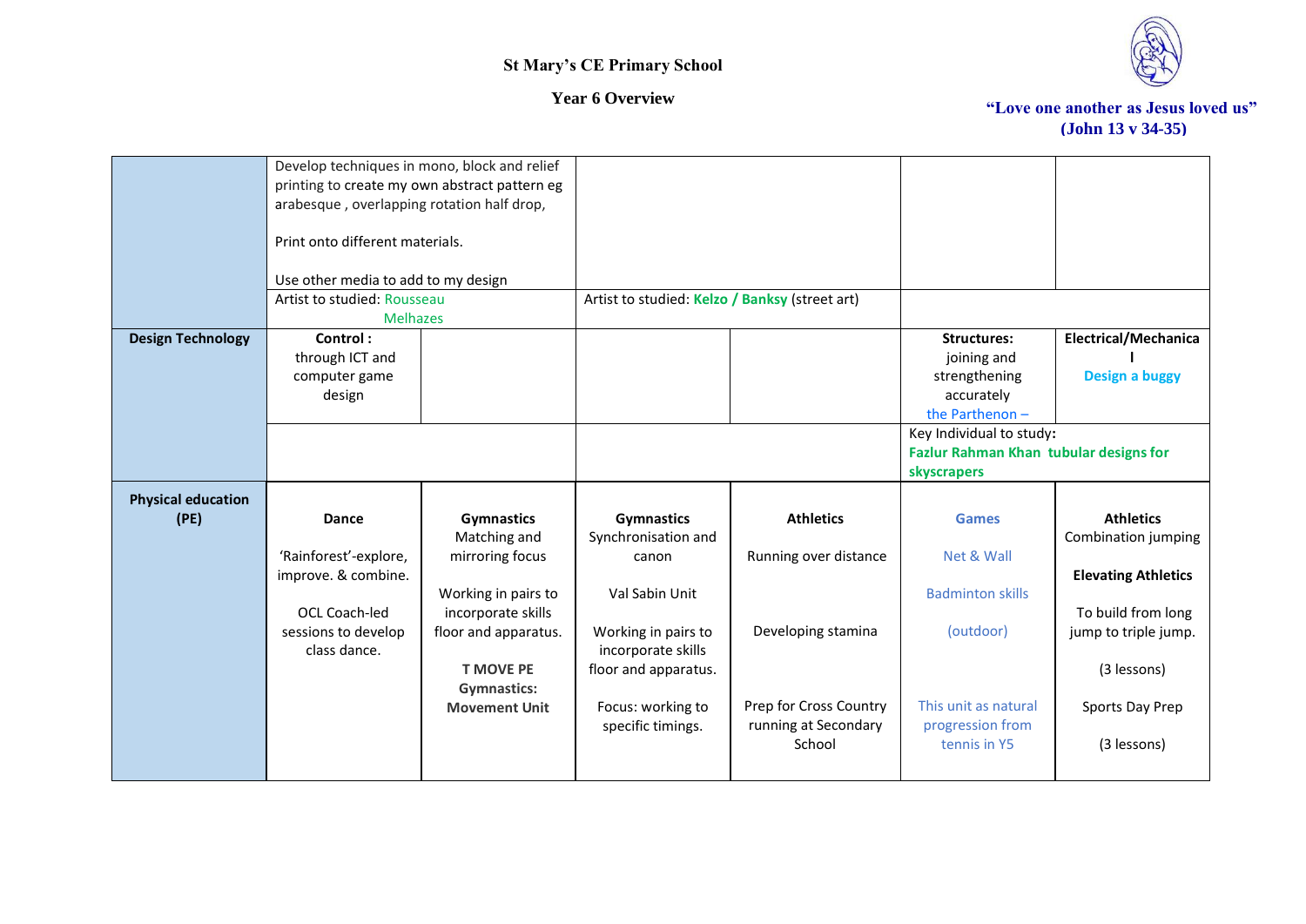St Mary's CE Primary School

Year 6 Overview

"Love one another as Jesus loved us"
(John 13 v 34-35)

| | | | | | | |
|---|---|---|---|---|---|---|
| | Develop techniques in mono, block and relief printing to create my own abstract pattern eg arabesque , overlapping rotation half drop,<br><br>Print onto different materials.<br><br>Use other media to add to my design | | | | | |
| | Artist to studied: Rousseau Melhazes | | Artist to studied: **Kelzo / Banksy** (street art) | | | |
| **Design Technology** | **Control :** through ICT and computer game design | | | | **Structures:** joining and strengthening accurately the Parthenon – | **Electrical/Mechanical** **Design a buggy** |
| | | | | | Key Individual to study**:** **Fazlur Rahman Khan tubular designs for skyscrapers** | |
| **Physical education (PE)** | **Dance**<br><br>'Rainforest'-explore, improve. & combine.<br><br>OCL Coach-led sessions to develop class dance. | **Gymnastics** Matching and mirroring focus<br><br>Working in pairs to incorporate skills floor and apparatus.<br><br>**T MOVE PE Gymnastics: Movement Unit** | **Gymnastics** Synchronisation and canon<br><br>Val Sabin Unit<br><br>Working in pairs to incorporate skills floor and apparatus.<br><br>Focus: working to specific timings. | **Athletics**<br><br>Running over distance<br><br>Developing stamina<br><br>Prep for Cross Country running at Secondary School | **Games**<br><br>Net & Wall<br><br>Badminton skills<br><br>(outdoor)<br><br>This unit as natural progression from tennis in Y5 | **Athletics** Combination jumping<br><br>**Elevating Athletics**<br><br>To build from long jump to triple jump.<br><br>(3 lessons)<br><br>Sports Day Prep<br><br>(3 lessons) |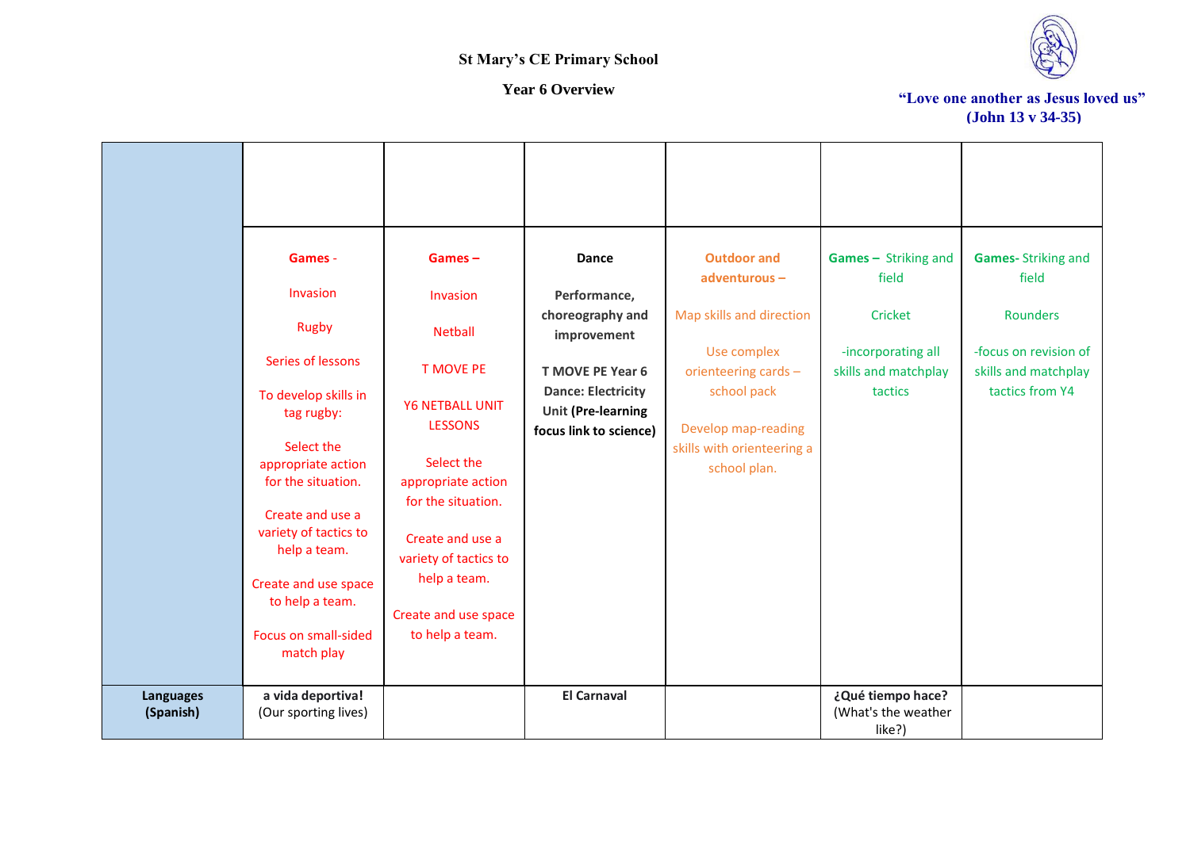St Mary's CE Primary School

Year 6 Overview

"Love one another as Jesus loved us" (John 13 v 34-35)

| | | | | | | |
|---|---|---|---|---|---|---|
| | **Games** - Invasion Rugby Series of lessons To develop skills in tag rugby: Select the appropriate action for the situation. Create and use a variety of tactics to help a team. Create and use space to help a team. Focus on small-sided match play | **Games –** Invasion Netball T MOVE PE Y6 NETBALL UNIT LESSONS Select the appropriate action for the situation. Create and use a variety of tactics to help a team. Create and use space to help a team. | **Dance** **Performance, choreography and improvement** **T MOVE PE Year 6 Dance: Electricity Unit (Pre-learning focus link to science)** | **Outdoor and adventurous –** Map skills and direction Use complex orienteering cards – school pack Develop map-reading skills with orienteering a school plan. | **Games –** Striking and field Cricket -incorporating all skills and matchplay tactics | **Games-** Striking and field Rounders -focus on revision of skills and matchplay tactics from Y4 |
| **Languages (Spanish)** | **a vida deportiva!** (Our sporting lives) | | **El Carnaval** | | **¿Qué tiempo hace?** (What's the weather like?) | |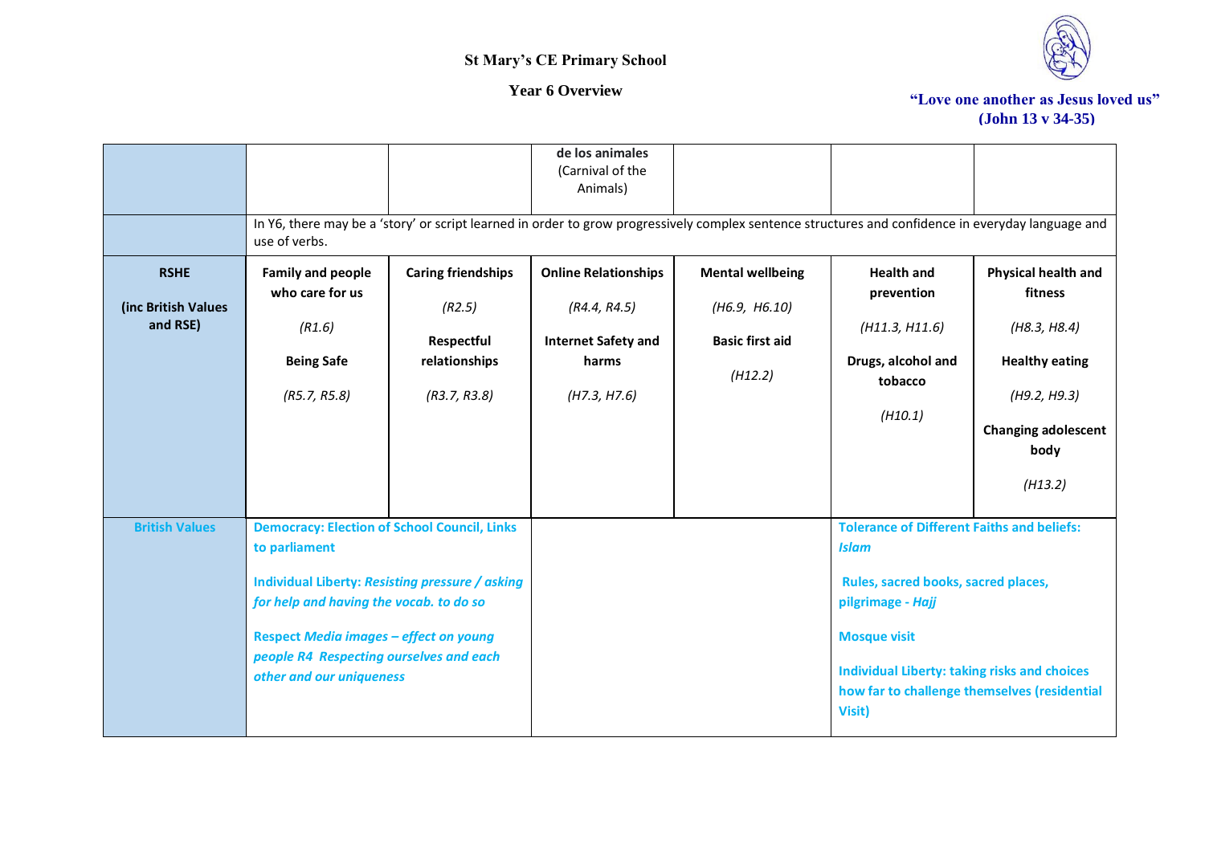# St Mary's CE Primary School

## Year 6 Overview

**"Love one another as Jesus loved us" (John 13 v 34-35)**

| | | | | | | |
|---|---|---|---|---|---|---|
| | | | **de los animales** (Carnival of the Animals) | | | |
| | In Y6, there may be a 'story' or script learned in order to grow progressively complex sentence structures and confidence in everyday language and use of verbs. | | | | | |
| **RSHE (inc British Values and RSE)** | **Family and people who care for us** *(R1.6)* **Being Safe** *(R5.7, R5.8)* | **Caring friendships** *(R2.5)* **Respectful relationships** *(R3.7, R3.8)* | **Online Relationships** *(R4.4, R4.5)* **Internet Safety and harms** *(H7.3, H7.6)* | **Mental wellbeing** *(H6.9, H6.10)* **Basic first aid** *(H12.2)* | **Health and prevention** *(H11.3, H11.6)* **Drugs, alcohol and tobacco** *(H10.1)* | **Physical health and fitness** *(H8.3, H8.4)* **Healthy eating** *(H9.2, H9.3)* **Changing adolescent body** *(H13.2)* |
| **British Values** | **Democracy: Election of School Council, Links to parliament** **Individual Liberty: *Resisting pressure / asking for help and having the vocab. to do so*** **Respect *Media images – effect on young people R4 Respecting ourselves and each other and our uniqueness*** | | | | **Tolerance of Different Faiths and beliefs: *Islam*** **Rules, sacred books, sacred places, pilgrimage - *Hajj*** **Mosque visit** **Individual Liberty: taking risks and choices how far to challenge themselves (residential Visit)** | |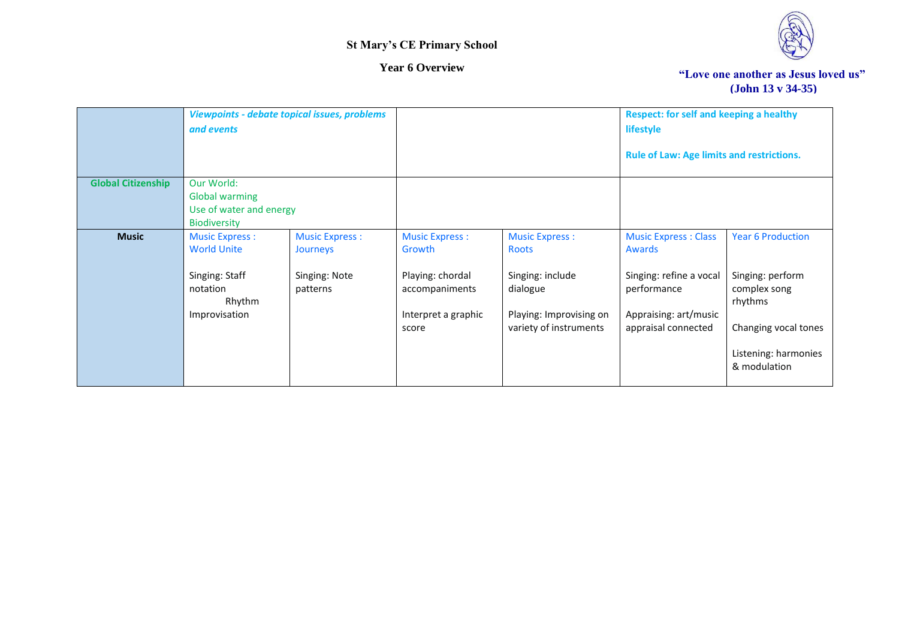St Mary's CE Primary School

Year 6 Overview

"Love one another as Jesus loved us"
(John 13 v 34-35)

| | | | | | | |
|---|---|---|---|---|---|---|
| | ***Viewpoints - debate topical issues, problems and events*** | | | | **Respect: for self and keeping a healthy lifestyle**<br><br>**Rule of Law: Age limits and restrictions.** | |
| **Global Citizenship** | Our World:<br>Global warming<br>Use of water and energy<br>Biodiversity | | | | | |
| **Music** | Music Express : World Unite<br><br>Singing: Staff notation<br>Rhythm<br>Improvisation | Music Express : Journeys<br><br>Singing: Note patterns | Music Express : Growth<br><br>Playing: chordal accompaniments<br><br>Interpret a graphic score | Music Express : Roots<br><br>Singing: include dialogue<br><br>Playing: Improvising on variety of instruments | Music Express : Class Awards<br><br>Singing: refine a vocal performance<br><br>Appraising: art/music appraisal connected | Year 6 Production<br><br>Singing: perform complex song rhythms<br><br>Changing vocal tones<br><br>Listening: harmonies & modulation |